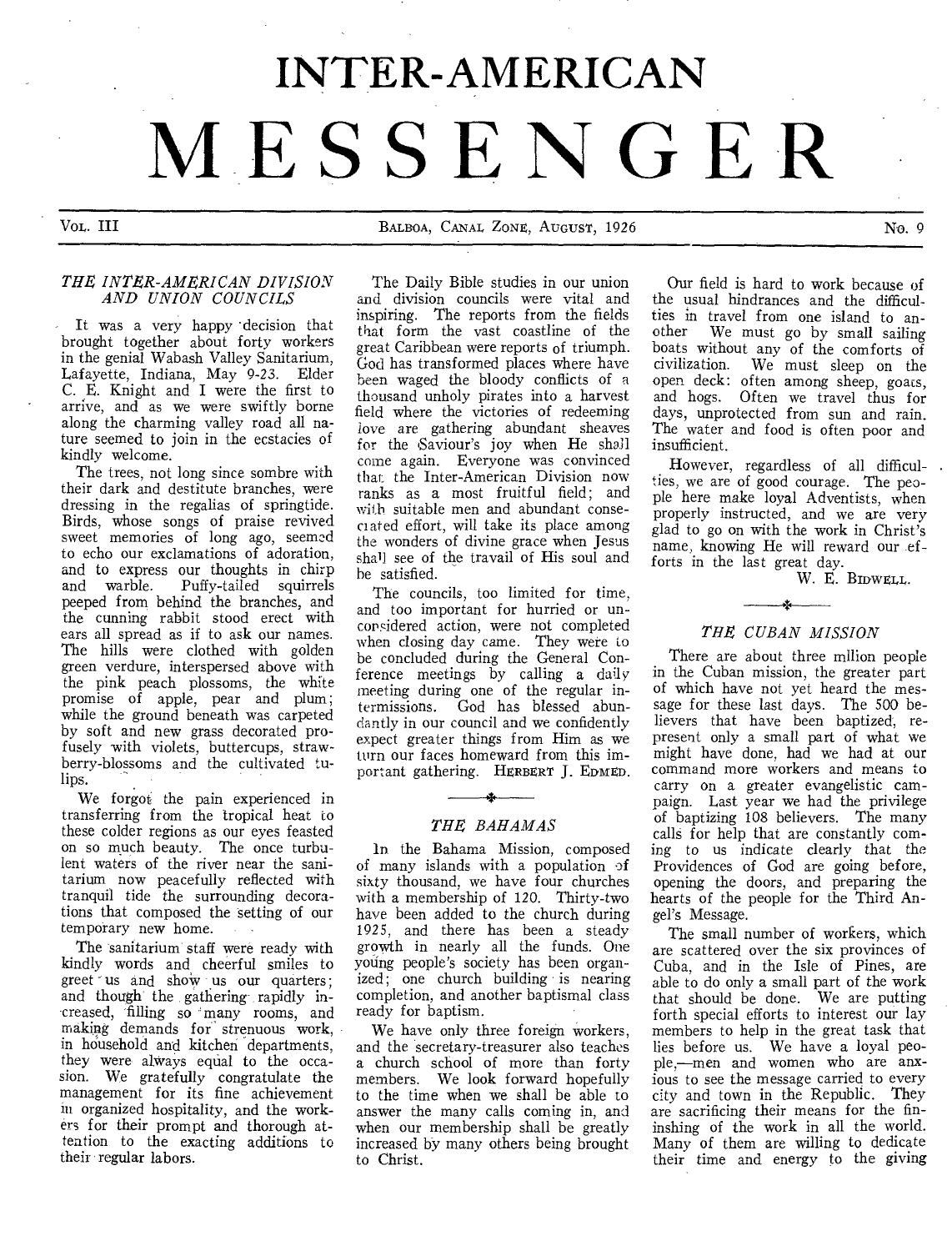# INTER-AMERICAN MESSENGER

VOL. III — BALBOA, CANAL ZONE, AUGUST, 1926 — No. 9

## *THE INTER-AMERICAN DIVISION AND UNION COUNCILS*

It was a very happy decision that brought together about forty workers in the genial Wabash Valley Sanitarium, Lafayette, Indiana, May 9-23. Elder C. E. Knight and I were the first to arrive, and as we were swiftly borne along the charming valley road all nature seemed to join in the ecstacies of kindly welcome.

The trees, not long since sombre with their dark and destitute branches, were dressing in the regalias of springtide. Birds, whose songs of praise revived sweet memories of long ago, seemed to echo our exclamations of adoration, and to express our thoughts in chirp and warble. Puffy-tailed squirrels peeped from behind the branches, and the cunning rabbit stood erect with ears all spread as if to ask our names. The hills were clothed with golden green verdure, interspersed above with the pink peach plossoms, the white promise of apple, pear and plum; while the ground beneath was carpeted by soft and new grass decorated profusely with violets, buttercups, strawberry-blossoms and the cultivated tulips.

We forgot the pain experienced in transferring from the tropical heat to these colder regions as our eyes feasted on so much beauty. The once turbulent waters of the river near the sanitarium now peacefully reflected with tranquil tide the surrounding decorations that composed the setting of our temporary new home.

The sanitarium staff were ready with kindly words and cheerful smiles to greet us and show us our quarters; and though the gathering rapidly increased, filling so many rooms, and making demands for strenuous work, in household and kitchen departments, they were always equal to the occasion. We gratefully congratulate the management for its fine achievement in organized hospitality, and the workers for their prompt and thorough attention to the exacting additions to their regular labors.

The Daily Bible studies in our union and division councils were vital and inspiring. The reports from the fields that form the vast coastline of the great Caribbean were reports of triumph. God has transformed places where have been waged the bloody conflicts of a thousand unholy pirates into a harvest field where the victories of redeeming love are gathering abundant sheaves for the Saviour's joy when He shall come again. Everyone was convinced that the Inter-American Division now ranks as a most fruitful field; and with suitable men and abundant consecrated effort, will take its place among the wonders of divine grace when Jesus shall see of the travail of His soul and be satisfied.

The councils, too limited for time, and too important for hurried or unconsidered action, were not completed when closing day came. They were to be concluded during the General Conference meetings by calling a daily meeting during one of the regular intermissions. God has blessed abundantly in our council and we confidently expect greater things from Him as we turn our faces homeward from this important gathering. HERBERT J. EDMED.

## *THE BAHAMAS*

In the Bahama Mission, composed of many islands with a population of sixty thousand, we have four churches with a membership of 120. Thirty-two have been added to the church during 1925, and there has been a steady growth in nearly all the funds. One young people's society has been organized; one church building is nearing completion, and another baptismal class ready for baptism.

We have only three foreign workers, and the secretary-treasurer also teaches a church school of more than forty members. We look forward hopefully to the time when we shall be able to answer the many calls coming in, and when our membership shall be greatly increased by many others being brought to Christ.

Our field is hard to work because of the usual hindrances and the difficulties in travel from one island to another We must go by small sailing boats without any of the comforts of civilization. We must sleep on the open deck: often among sheep, goats, and hogs. Often we travel thus for days, unprotected from sun and rain. The water and food is often poor and insufficient.

However, regardless of all difficulties, we are of good courage. The people here make loyal Adventists, when properly instructed, and we are very glad to go on with the work in Christ's name, knowing He will reward our efforts in the last great day.

W. E. BIDWELL.

## *THE CUBAN MISSION*

There are about three million people in the Cuban mission, the greater part of which have not yet heard the message for these last days. The 500 believers that have been baptized, represent only a small part of what we might have done, had we had at our command more workers and means to carry on a greater evangelistic campaign. Last year we had the privilege of baptizing 108 believers. The many calls for help that are constantly coming to us indicate clearly that the Providences of God are going before, opening the doors, and preparing the hearts of the people for the Third Angel's Message.

The small number of workers, which are scattered over the six provinces of Cuba, and in the Isle of Pines, are able to do only a small part of the work that should be done. We are putting forth special efforts to interest our lay members to help in the great task that lies before us. We have a loyal people,—men and women who are anxious to see the message carried to every city and town in the Republic. They are sacrificing their means for the finishing of the work in all the world. Many of them are willing to dedicate their time and energy to the giving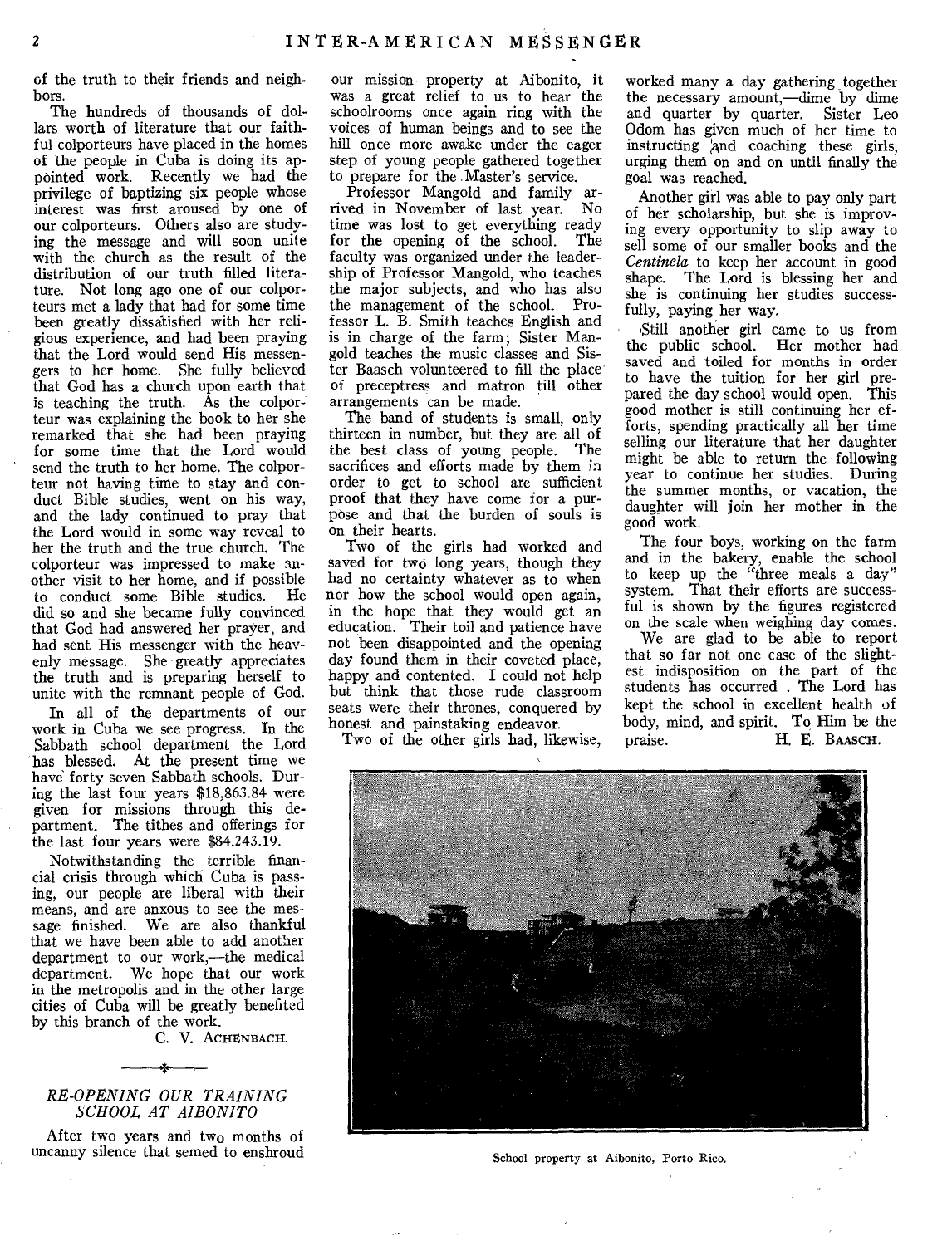of the truth to their friends and neighbors.

The hundreds of thousands of dollars worth of literature that our faithful colporteurs have placed in the homes of the people in Cuba is doing its appointed work. Recently we had the privilege of baptizing six people whose interest was first aroused by one of our colporteurs. Others also are studying the message and will soon unite with the church as the result of the distribution of our truth filled literature. Not long ago one of our colporteurs met a lady that had for some time been greatly dissatisfied with her religious experience, and had been praying that the Lord would send His messengers to her home. She fully believed that God has a church upon earth that is teaching the truth. As the colporteur was explaining the book to her she remarked that she had been praying for some time that the Lord would send the truth to her home. The colporteur not having time to stay and conduct Bible studies, went on his way, and the lady continued to pray that the Lord would in some way reveal to her the truth and the true church. The colporteur was impressed to make another visit to her home, and if possible to conduct some Bible studies. He did so and she became fully convinced that God had answered her prayer, and had sent His messenger with the heavenly message. She greatly appreciates the truth and is preparing herself to unite with the remnant people of God.

In all of the departments of our work in Cuba we see progress. In the Sabbath school department the Lord has blessed. At the present time we have forty seven Sabbath schools. During the last four years $18,863.84 were given for missions through this department. The tithes and offerings for the last four years were $84.243.19.

Notwithstanding the terrible financial crisis through which Cuba is passing, our people are liberal with their means, and are anxous to see the message finished. We are also thankful that we have been able to add another department to our work,—the medical department. We hope that our work in the metropolis and in the other large cities of Cuba will be greatly benefited by this branch of the work.

C. V. ACHENBACH.

## RE-OPENING OUR TRAINING SCHOOL AT AIBONITO

After two years and two months of uncanny silence that semed to enshroud our mission property at Aibonito, it was a great relief to us to hear the schoolrooms once again ring with the voices of human beings and to see the hill once more awake under the eager step of young people gathered together to prepare for the Master's service.

Professor Mangold and family arrived in November of last year. No time was lost to get everything ready for the opening of the school. The faculty was organized under the leadership of Professor Mangold, who teaches the major subjects, and who has also the management of the school. Professor L. B. Smith teaches English and is in charge of the farm; Sister Mangold teaches the music classes and Sister Baasch volunteered to fill the place of preceptress and matron till other arrangements can be made.

The band of students is small, only thirteen in number, but they are all of the best class of young people. The sacrifices and efforts made by them in order to get to school are sufficient proof that they have come for a purpose and that the burden of souls is on their hearts.

Two of the girls had worked and saved for two long years, though they had no certainty whatever as to when nor how the school would open again, in the hope that they would get an education. Their toil and patience have not been disappointed and the opening day found them in their coveted place, happy and contented. I could not help but think that those rude classroom seats were their thrones, conquered by honest and painstaking endeavor.

Two of the other girls had, likewise, worked many a day gathering together the necessary amount,—dime by dime and quarter by quarter. Sister Leo Odom has given much of her time to instructing and coaching these girls, urging them on and on until finally the goal was reached.

Another girl was able to pay only part of her scholarship, but she is improving every opportunity to slip away to sell some of our smaller books and the *Centinela* to keep her account in good shape. The Lord is blessing her and she is continuing her studies successfully, paying her way.

Still another girl came to us from the public school. Her mother had saved and toiled for months in order to have the tuition for her girl prepared the day school would open. This good mother is still continuing her efforts, spending practically all her time selling our literature that her daughter might be able to return the following year to continue her studies. During the summer months, or vacation, the daughter will join her mother in the good work.

The four boys, working on the farm and in the bakery, enable the school to keep up the "three meals a day" system. That their efforts are successful is shown by the figures registered on the scale when weighing day comes.

We are glad to be able to report that so far not one case of the slightest indisposition on the part of the students has occurred . The Lord has kept the school in excellent health of body, mind, and spirit. To Him be the praise.

H. E. BAASCH.

School property at Aibonito, Porto Rico.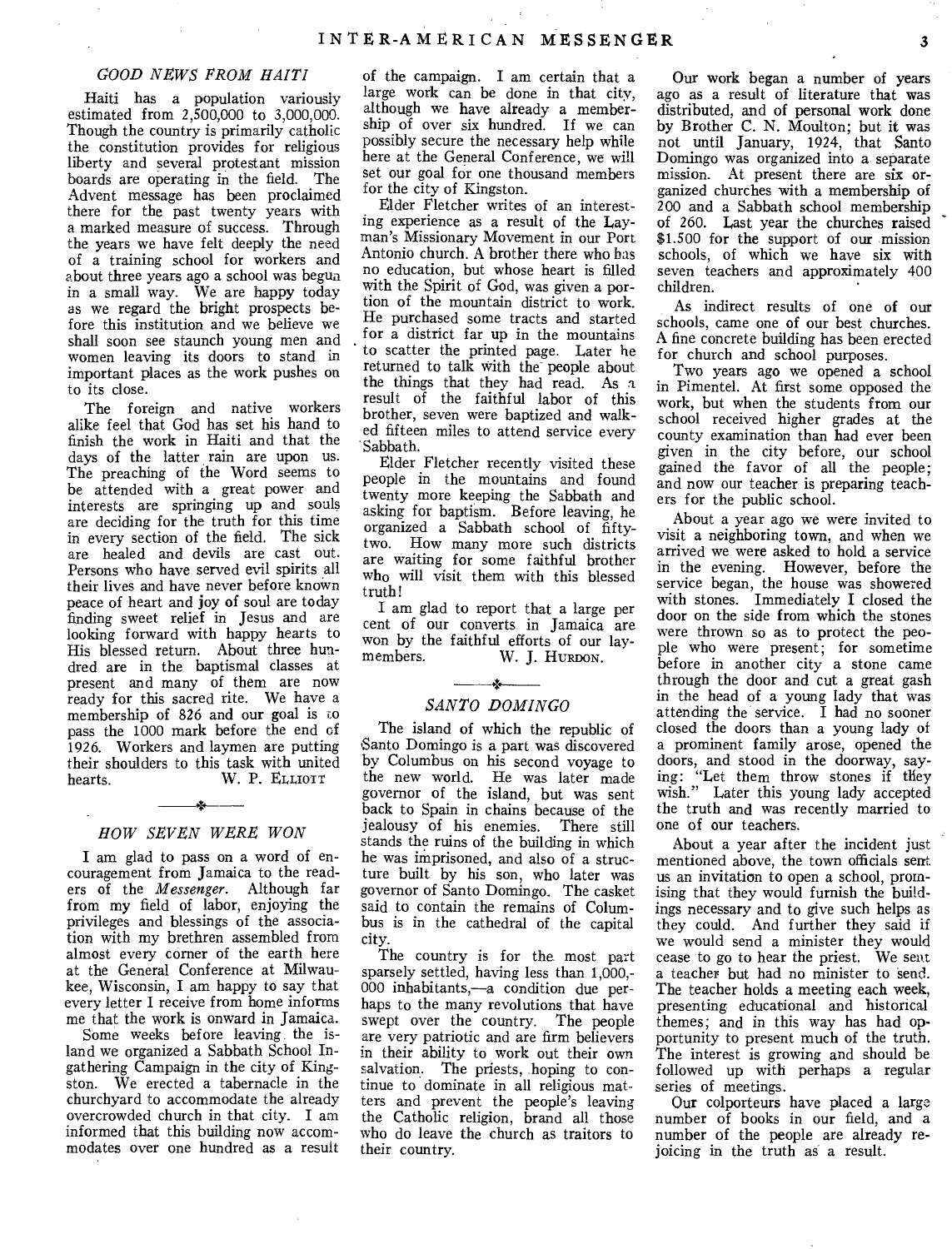## *GOOD NEWS FROM HAITI*

Haiti has a population variously estimated from 2,500,000 to 3,000,000. Though the country is primarily catholic the constitution provides for religious liberty and several protestant mission boards are operating in the field. The Advent message has been proclaimed there for the past twenty years with a marked measure of success. Through the years we have felt deeply the need of a training school for workers and about three years ago a school was begun in a small way. We are happy today as we regard the bright prospects before this institution and we believe we shall soon see staunch young men and women leaving its doors to stand in important places as the work pushes on to its close.

The foreign and native workers alike feel that God has set his hand to finish the work in Haiti and that the days of the latter rain are upon us. The preaching of the Word seems to be attended with a great power and interests are springing up and souls are deciding for the truth for this time in every section of the field. The sick are healed and devils are cast out. Persons who have served evil spirits all their lives and have never before known peace of heart and joy of soul are today finding sweet relief in Jesus and are looking forward with happy hearts to His blessed return. About three hundred are in the baptismal classes at present and many of them are now ready for this sacred rite. We have a membership of 826 and our goal is to pass the 1000 mark before the end of 1926. Workers and laymen are putting their shoulders to this task with united hearts.

W. P. ELLIOTT

## *HOW SEVEN WERE WON*

I am glad to pass on a word of encouragement from Jamaica to the readers of the *Messenger*. Although far from my field of labor, enjoying the privileges and blessings of the association with my brethren assembled from almost every corner of the earth here at the General Conference at Milwaukee, Wisconsin, I am happy to say that every letter I receive from home informs me that the work is onward in Jamaica.

Some weeks before leaving the island we organized a Sabbath School Ingathering Campaign in the city of Kingston. We erected a tabernacle in the churchyard to accommodate the already overcrowded church in that city. I am informed that this building now accommodates over one hundred as a result of the campaign. I am certain that a large work can be done in that city, although we have already a membership of over six hundred. If we can possibly secure the necessary help while here at the General Conference, we will set our goal for one thousand members for the city of Kingston.

Elder Fletcher writes of an interesting experience as a result of the Layman's Missionary Movement in our Port Antonio church. A brother there who has no education, but whose heart is filled with the Spirit of God, was given a portion of the mountain district to work. He purchased some tracts and started for a district far up in the mountains to scatter the printed page. Later he returned to talk with the people about the things that they had read. As a result of the faithful labor of this brother, seven were baptized and walked fifteen miles to attend service every Sabbath.

Elder Fletcher recently visited these people in the mountains and found twenty more keeping the Sabbath and asking for baptism. Before leaving, he organized a Sabbath school of fifty-two. How many more such districts are waiting for some faithful brother who will visit them with this blessed truth!

I am glad to report that a large per cent of our converts in Jamaica are won by the faithful efforts of our laymembers.

W. J. HURDON.

## *SANTO DOMINGO*

The island of which the republic of Santo Domingo is a part was discovered by Columbus on his second voyage to the new world. He was later made governor of the island, but was sent back to Spain in chains because of the jealousy of his enemies. There still stands the ruins of the building in which he was imprisoned, and also of a structure built by his son, who later was governor of Santo Domingo. The casket said to contain the remains of Columbus is in the cathedral of the capital city.

The country is for the most part sparsely settled, having less than 1,000,000 inhabitants,—a condition due perhaps to the many revolutions that have swept over the country. The people are very patriotic and are firm believers in their ability to work out their own salvation. The priests, hoping to continue to dominate in all religious matters and prevent the people's leaving the Catholic religion, brand all those who do leave the church as traitors to their country.

Our work began a number of years ago as a result of literature that was distributed, and of personal work done by Brother C. N. Moulton; but it was not until January, 1924, that Santo Domingo was organized into a separate mission. At present there are six organized churches with a membership of 200 and a Sabbath school membership of 260. Last year the churches raised $1.500 for the support of our mission schools, of which we have six with seven teachers and approximately 400 children.

As indirect results of one of our schools, came one of our best churches. A fine concrete building has been erected for church and school purposes.

Two years ago we opened a school in Pimentel. At first some opposed the work, but when the students from our school received higher grades at the county examination than had ever been given in the city before, our school gained the favor of all the people; and now our teacher is preparing teachers for the public school.

About a year ago we were invited to visit a neighboring town, and when we arrived we were asked to hold a service in the evening. However, before the service began, the house was showered with stones. Immediately I closed the door on the side from which the stones were thrown so as to protect the people who were present; for sometime before in another city a stone came through the door and cut a great gash in the head of a young lady that was attending the service. I had no sooner closed the doors than a young lady of a prominent family arose, opened the doors, and stood in the doorway, saying: "Let them throw stones if they wish." Later this young lady accepted the truth and was recently married to one of our teachers.

About a year after the incident just mentioned above, the town officials sent us an invitation to open a school, promising that they would furnish the buildings necessary and to give such helps as they could. And further they said if we would send a minister they would cease to go to hear the priest. We sent a teacher but had no minister to send. The teacher holds a meeting each week, presenting educational and historical themes; and in this way has had opportunity to present much of the truth. The interest is growing and should be followed up with perhaps a regular series of meetings.

Our colporteurs have placed a large number of books in our field, and a number of the people are already rejoicing in the truth as a result.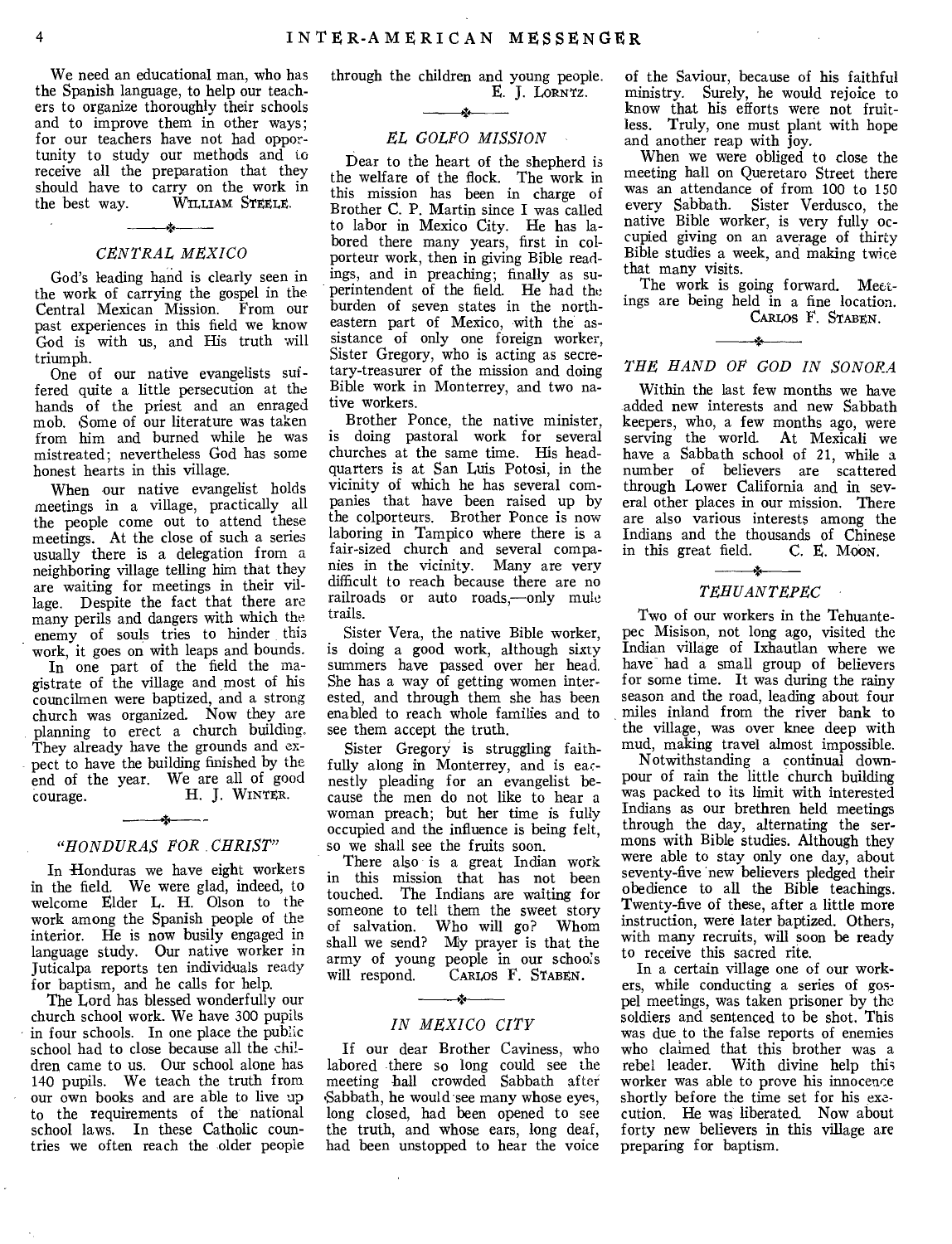We need an educational man, who has the Spanish language, to help our teachers to organize thoroughly their schools and to improve them in other ways; for our teachers have not had opportunity to study our methods and to receive all the preparation that they should have to carry on the work in the best way. WILLIAM STEELE.

### *CENTRAL MEXICO*

God's leading hand is clearly seen in the work of carrying the gospel in the Central Mexican Mission. From our past experiences in this field we know God is with us, and His truth will triumph.

One of our native evangelists suffered quite a little persecution at the hands of the priest and an enraged mob. Some of our literature was taken from him and burned while he was mistreated; nevertheless God has some honest hearts in this village.

When our native evangelist holds meetings in a village, practically all the people come out to attend these meetings. At the close of such a series usually there is a delegation from a neighboring village telling him that they are waiting for meetings in their village. Despite the fact that there are many perils and dangers with which the enemy of souls tries to hinder this work, it goes on with leaps and bounds.

In one part of the field the magistrate of the village and most of his councilmen were baptized, and a strong church was organized. Now they are planning to erect a church building. They already have the grounds and expect to have the building finished by the end of the year. We are all of good courage. H. J. WINTER.

### *"HONDURAS FOR CHRIST"*

In Honduras we have eight workers in the field. We were glad, indeed, to welcome Elder L. H. Olson to the work among the Spanish people of the interior. He is now busily engaged in language study. Our native worker in Juticalpa reports ten individuals ready for baptism, and he calls for help.

The Lord has blessed wonderfully our church school work. We have 300 pupils in four schools. In one place the public school had to close because all the children came to us. Our school alone has 140 pupils. We teach the truth from our own books and are able to live up to the requirements of the national school laws. In these Catholic countries we often reach the older people through the children and young people. E. J. LORNTZ.

### *EL GOLFO MISSION*

Dear to the heart of the shepherd is the welfare of the flock. The work in this mission has been in charge of Brother C. P. Martin since I was called to labor in Mexico City. He has labored there many years, first in colporteur work, then in giving Bible readings, and in preaching; finally as superintendent of the field. He had the burden of seven states in the northeastern part of Mexico, with the assistance of only one foreign worker, Sister Gregory, who is acting as secretary-treasurer of the mission and doing Bible work in Monterrey, and two native workers.

Brother Ponce, the native minister, is doing pastoral work for several churches at the same time. His headquarters is at San Luis Potosi, in the vicinity of which he has several companies that have been raised up by the colporteurs. Brother Ponce is now laboring in Tampico where there is a fair-sized church and several companies in the vicinity. Many are very difficult to reach because there are no railroads or auto roads,—only mule trails.

Sister Vera, the native Bible worker, is doing a good work, although sixty summers have passed over her head. She has a way of getting women interested, and through them she has been enabled to reach whole families and to see them accept the truth.

Sister Gregory is struggling faithfully along in Monterrey, and is earnestly pleading for an evangelist because the men do not like to hear a woman preach; but her time is fully occupied and the influence is being felt, so we shall see the fruits soon.

There also is a great Indian work in this mission that has not been touched. The Indians are waiting for someone to tell them the sweet story of salvation. Who will go? Whom shall we send? My prayer is that the army of young people in our schools will respond. CARLOS F. STABEN.

### *IN MEXICO CITY*

If our dear Brother Caviness, who labored there so long could see the meeting hall crowded Sabbath after Sabbath, he would see many whose eyes, long closed, had been opened to see the truth, and whose ears, long deaf, had been unstopped to hear the voice of the Saviour, because of his faithful ministry. Surely, he would rejoice to know that his efforts were not fruitless. Truly, one must plant with hope and another reap with joy.

When we were obliged to close the meeting hall on Queretaro Street there was an attendance of from 100 to 150 every Sabbath. Sister Verdusco, the native Bible worker, is very fully occupied giving on an average of thirty Bible studies a week, and making twice that many visits.

The work is going forward. Meetings are being held in a fine location. CARLOS F. STABEN.

### *THE HAND OF GOD IN SONORA*

Within the last few months we have added new interests and new Sabbath keepers, who, a few months ago, were serving the world. At Mexicali we have a Sabbath school of 21, while a number of believers are scattered through Lower California and in several other places in our mission. There are also various interests among the Indians and the thousands of Chinese in this great field. C. E. MOON.

### *TEHUANTEPEC*

Two of our workers in the Tehuantepec Misison, not long ago, visited the Indian village of Ixhautlan where we have had a small group of believers for some time. It was during the rainy season and the road, leading about four miles inland from the river bank to the village, was over knee deep with mud, making travel almost impossible.

Notwithstanding a continual downpour of rain the little church building was packed to its limit with interested Indians as our brethren held meetings through the day, alternating the sermons with Bible studies. Although they were able to stay only one day, about seventy-five new believers pledged their obedience to all the Bible teachings. Twenty-five of these, after a little more instruction, were later baptized. Others, with many recruits, will soon be ready to receive this sacred rite.

In a certain village one of our workers, while conducting a series of gospel meetings, was taken prisoner by the soldiers and sentenced to be shot. This was due to the false reports of enemies who claimed that this brother was a rebel leader. With divine help this worker was able to prove his innocence shortly before the time set for his execution. He was liberated. Now about forty new believers in this village are preparing for baptism.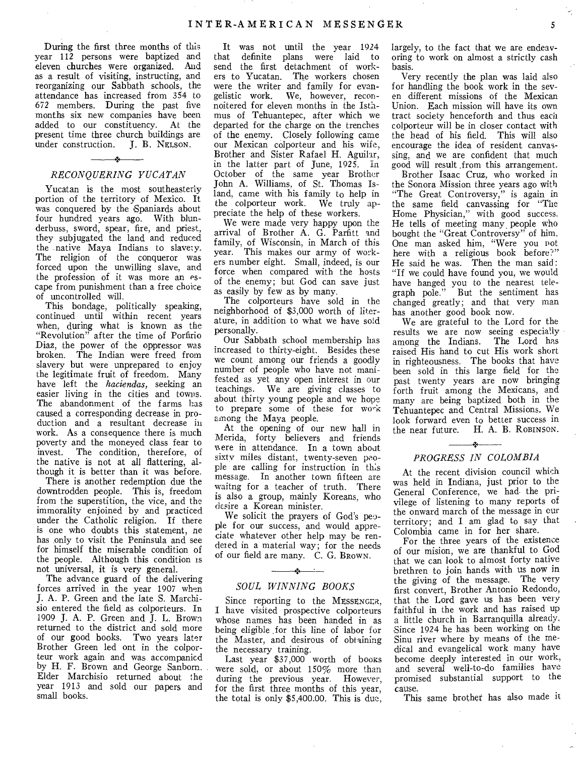During the first three months of this year 112 persons were baptized and eleven churches were organized. And as a result of visiting, instructing, and reorganizing our Sabbath schools, the attendance has increased from 354 to 672 members. During the past five months six new companies have been added to our constituency. At the present time three church buildings are under construction. J. B. NELSON.

## RECONQUERING YUCATAN

Yucatan is the most southeasterly portion of the territory of Mexico. It was conquered by the Spaniards about four hundred years ago. With blunderbuss, sword, spear, fire, and priest, they subjugated the land and reduced the native Maya Indians to slavery. The religion of the conqueror was forced upon the unwilling slave, and the profession of it was more an escape from punishment than a free choice of uncontrolled will.

This bondage, politically speaking, continued until within recent years when, during what is known as the "Revolution" after the time of Porfirio Diaz, the power of the oppressor was broken. The Indian were freed from slavery but were unprepared to enjoy the legitimate fruit of freedom. Many have left the *haciendas,* seeking an easier living in the cities and towns. The abandonment of the farms has caused a corresponding decrease in production and a resultant decrease in work. As a consequence there is much poverty and the moneyed class fear to invest. The condition, therefore, of the native is not at all flattering, although it is better than it was before.

There is another redemption due the downtrodden people. This is, freedom from the superstition, the vice, and the immorality enjoined by and practiced under the Catholic religion. If there is one who doubts this statement, he has only to visit the Peninsula and see for himself the miserable condition of the people. Although this condition is not universal, it is very general.

The advance guard of the delivering forces arrived in the year 1907 when J. A. P. Green and the late S. Marchisio entered the field as colporteurs. In 1909 J. A. P. Green and J. L. Brown returned to the district and sold more of our good books. Two years later Brother Green led ont in the colporteur work again and was accompanied by H. F. Brown and George Sanborn. Elder Marchisio returned about the year 1913 and sold our papers and small books.

It was not until the year 1924 that definite plans were laid to send the first detachment of workers to Yucatan. The workers chosen were the writer and family for evangelistic work. We, however, reconnoitered for eleven months in the Isthmus of Tehuantepec, after which we departed for the charge on the trenches of the enemy. Closely following came our Mexican colporteur and his wife, Brother and Sister Rafael H. Aguilar, in the latter part of June, 1925. In October of the same year Brother John A. Williams, of St. Thomas Island, came with his family to help in the colporteur work. We truly appreciate the help of these workers.

We were made very happy upon the arrival of Brother A. G. Parfitt and family, of Wisconsin, in March of this year. This makes our army of workers number eight. Small, indeed, is our force when compared with the hosts of the enemy; but God can save just as easily by few as by many.

The colporteurs have sold in the neighborhood of $3,000 worth of literature, in addition to what we have sold personally.

Our Sabbath school membership has increased to thirty-eight. Besides these we count among our friends a goodly number of people who have not manifested as yet any open interest in our teachings. We are giving classes to about thirty young people and we hope to prepare some of these for work among the Maya people.

At the opening of our new hall in Merida, forty believers and friends were in attendance. In a town about sixty miles distant, twenty-seven people are calling for instruction in this message. In another town fifteen are waitng for a teacher of truth. There is also a group, mainly Koreans, who desire a Korean minister.

We solicit the prayers of God's people for our success, and would appreciate whatever other help may be rendered in a material way; for the needs of our field are many. C. G. BROWN.

## SOUL WINNING BOOKS

Since reporting to the MESSENGER, I have visited prospective colporteurs whose names has been handed in as being eligible for this line of labor for the Master, and desirous of obtaining the necessary training.

Last year $37,000 worth of books were sold, or about 150% more than during the previous year. However, for the first three months of this year, the total is only $5,400.00. This is due, largely, to the fact that we are endeavoring to work on almost a strictly cash basis.

Very recently the plan was laid also for handling the book work in the seven different missions of the Mexican Union. Each mission will have its own tract society henceforth and thus each colporteur will be in closer contact with the head of his field. This will also encourage the idea of resident canvassing, and we are confident that much good will result from this arrangement.

Brother Isaac Cruz, who worked in the Sonora Mission three years ago with "The Great Controversy," is again in the same field canvassing for "The Home Physician," with good success. He tells of meeting many people who bought the "Great Controversy" of him. One man asked him, "Were you not here with a religious book before?" He said he was. Then the man said: "If we could have found you, we would have hanged you to the nearest telegraph pole." But the sentiment has changed greatly; and that very man has another good book now.

We are grateful to the Lord for the results we are now seeing especially among the Indians. The Lord has raised His hand to cut His work short in righteousness. The books that have been sold in this large field for the past twenty years are now bringing forth fruit among the Mexicans, and many are being baptized both in the Tehuantepec and Central Missions. We look forward even to better success in the near future. H. A. B. ROBINSON.

## PROGRESS IN COLOMBIA

At the recent division council which was held in Indiana, just prior to the General Conference, we had the privilege of listening to many reports of the onward march of the message in our territory; and I am glad to say that Colombia came in for her share.

For the three years of the existence of our mision, we are thankful to God that we can look to almost forty native brethren to join hands with us now in the giving of the message. The very first convert, Brother Antonio Redondo, that the Lord gave us has been very faithful in the work and has raised up a little church in Barranquilla already. Since 1924 he has been working on the Sinu river where by means of the medical and evangelical work many have become deeply interested in our work, and several well-to-do families have promised substantial support to the cause.

This same brother has also made it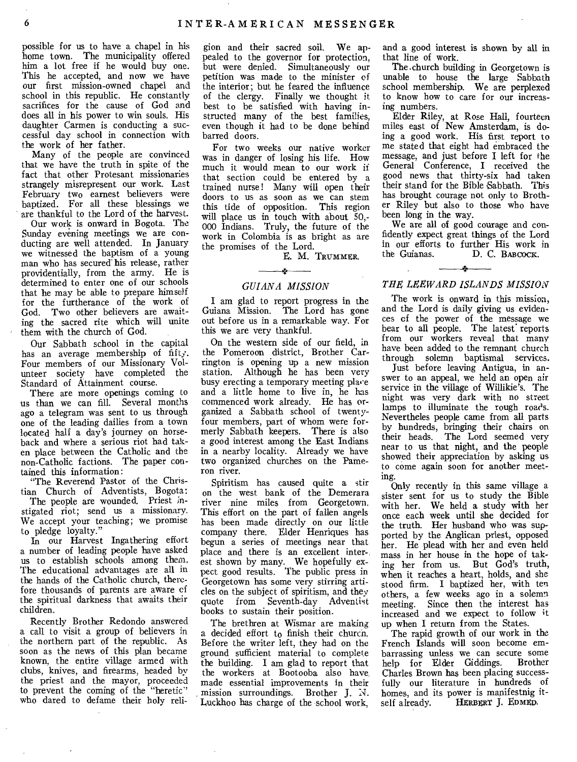possible for us to have a chapel in his home town. The municipality offered him a lot free if he would buy one. This he accepted, and now we have our first mission-owned chapel and school in this republic. He constantly sacrifices for the cause of God and does all in his power to win souls. His daughter Carmen is conducting a successful day school in connection with the work of her father.

Many of the people are convinced that we have the truth in spite of the fact that other Protesant missionaries strangely misrepresent our work. Last February two earnest believers were baptized. For all these blessings we are thankful to the Lord of the harvest.

Our work is onward in Bogota. The Sunday evening meetings we are conducting are well attended. In January we witnessed the baptism of a young man who has secured his release, rather providentially, from the army. He is determined to enter one of our schools that he may be able to prepare himself for the furtherance of the work of God. Two other believers are awaiting the sacred rite which will unite them with the church of God.

Our Sabbath school in the capital has an average membership of fifty. Four members of our Missionary Volunteer society have completed the Standard of Attainment course.

There are more openings coming to us than we can fill. Several months ago a telegram was sent to us through one of the leading dailies from a town located half a day's journey on horseback and where a serious riot had taken place between the Catholic and the non-Catholic factions. The paper contained this information:

"The Reverend Pastor of the Christian Church of Adventists, Bogota: The people are wounded. Priest instigated riot; send us a missionary. We accept your teaching; we promise to pledge loyalty."

In our Harvest Ingathering effort a number of leading people have asked us to establish schools among them. The educational advantages are all in the hands of the Catholic church, therefore thousands of parents are aware of the spiritual darkness that awaits their children.

Recently Brother Redondo answered a call to visit a group of believers in the northern part of the republic. As soon as the news of this plan became known, the entire village armed with clubs, knives, and firearms, headed by the priest and the mayor, proceeded to prevent the coming of the "heretic" who dared to defame their holy religion and their sacred soil. We appealed to the governor for protection, but were denied. Simultaneously our petition was made to the minister of the interior; but he feared the influence of the clergy. Finally we thought it best to be satisfied with having instructed many of the best families, even though it had to be done behind barred doors.

For two weeks our native worker was in danger of losing his life. How much it would mean to our work if that section could be entered by a trained nurse! Many will open their doors to us as soon as we can stem this tide of opposition. This region will place us in touch with about 50,000 Indians. Truly, the future of the work in Colombia is as bright as are the promises of the Lord.

E. M. TRUMMER.

## *GUIANA MISSION*

I am glad to report progress in the Guiana Mission. The Lord has gone out before us in a remarkable way. For this we are very thankful.

On the western side of our field, in the Pomeroon district, Brother Carrington is opening up a new mission station. Although he has been very busy erecting a temporary meeting place and a little home to live in, he has commenced work already. He has organized a Sabbath school of twenty-four members, part of whom were formerly Sabbath keepers. There is also a good interest among the East Indians in a nearby locality. Already we have two organized churches on the Pameron river.

Spiritism has caused quite a stir on the west bank of the Demerara river nine miles from Georgetown. This effort on the part of fallen angels has been made directly on our little company there. Elder Henriques has begun a series of meetings near that place and there is an excellent interest shown by many. We hopefully expect good results. The public press in Georgetown has some very stirring articles on the subject of spiritism, and they quote from Seventh-day Adventist books to sustain their position.

The brethren at Wismar are making a decided effort to finish their church. Before the writer left, they had on the ground sufficient material to complete the building. I am glad to report that the workers at Bootooba also have made essential improvements in their mission surroundings. Brother J. N. Luckhoo has charge of the school work, and a good interest is shown by all in that line of work.

The church building in Georgetown is unable to house the large Sabbath school membership. We are perplexed to know how to care for our increasing numbers.

Elder Riley, at Rose Hall, fourteen miles east of New Amsterdam, is doing a good work. His first report to me stated that eight had embraced the message, and just before I left for the General Conference, I received the good news that thirty-six had taken their stand for the Bible Sabbath. This has brought courage not only to Brother Riley but also to those who have been long in the way.

We are all of good courage and confidently expect great things of the Lord in our efforts to further His work in the Guianas.

D. C. BABCOCK.

## *THE LEEWARD ISLANDS MISSION*

The work is onward in this mission, and the Lord is daily giving us evidences of the power of the message we bear to all people. The latest reports from our workers reveal that many have been added to the remnant church through solemn baptismal services.

Just before leaving Antigua, in answer to an appeal, we held an open air service in the village of Willikie's. The night was very dark with no street lamps to illuminate the rough roads. Nevertheles people came from all parts by hundreds, bringing their chairs on their heads. The Lord seemed very near to us that night, and the people showed their appreciation by asking us to come again soon for another meeting.

Only recently in this same village a sister sent for us to study the Bible with her. We held a study with her once each week until she decided for the truth. Her husband who was supported by the Anglican priest, opposed her. He plead with her and even held mass in her house in the hope of taking her from us. But God's truth, when it reaches a heart, holds, and she stood firm. I baptized her, with ten others, a few weeks ago in a solemn meeting. Since then the interest has increased and we expect to follow it up when I return from the States.

The rapid growth of our work in the French Islands will soon become embarrassing unless we can secure some help for Elder Giddings. Brother Charles Brown has been placing successfully our literature in hundreds of homes, and its power is manifestnig itself already.

HERBERT J. EDMED.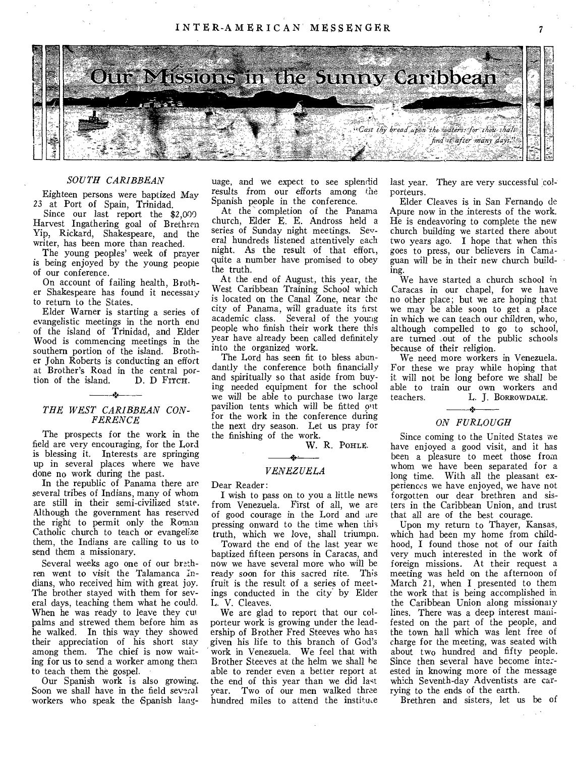# Our Missions in the Sunny Caribbean

*"Cast thy bread upon the waters: for thou shalt find it after many days."*

### *SOUTH CARIBBEAN*

Eighteen persons were baptized May 23 at Port of Spain, Trinidad.

Since our last report the $2,000 Harvest Ingathering goal of Brethren Yip, Rickard, Shakespeare, and the writer, has been more than reached.

The young peoples' week of prayer is being enjoyed by the young people of our conference.

On account of failing health, Brother Shakespeare has found it necessary to return to the States.

Elder Warner is starting a series of evangelistic meetings in the north end of the island of Trinidad, and Elder Wood is commencing meetings in the southern portion of the island. Brother John Roberts is conducting an effort at Brother's Road in the central portion of the island.

D. D FITCH.

### *THE WEST CARIBBEAN CONFERENCE*

The prospects for the work in the field are very encouraging, for the Lord is blessing it. Interests are springing up in several places where we have done no work during the past.

In the republic of Panama there are several tribes of Indians, many of whom are still in their semi-civilized state. Although the government has reserved the right to permit only the Roman Catholic church to teach or evangelize them, the Indians are calling to us to send them a missionary.

Several weeks ago one of our brethren went to visit the Talamanca Indians, who received him with great joy. The brother stayed with them for several days, teaching them what he could. When he was ready to leave they cut palms and strewed them before him as he walked. In this way they showed their appreciation of his short stay among them. The chief is now waiting for us to send a worker among them to teach them the gospel.

Our Spanish work is also growing. Soon we shall have in the field several workers who speak the Spanish language, and we expect to see splendid results from our efforts among the Spanish people in the conference.

At the completion of the Panama church, Elder E. E. Andross held a series of Sunday night meetings. Several hundreds listened attentively each night. As the result of that effort, quite a number have promised to obey the truth.

At the end of August, this year, the West Caribbean Training School which is located on the Canal Zone, near the city of Panama, will graduate its first academic class. Several of the young people who finish their work there this year have already been called definitely into the organized work.

The Lord has seen fit to bless abundantly the conference both financially and spiritually so that aside from buying needed equipment for the school we will be able to purchase two large pavilion tents which will be fitted out for the work in the conference during the next dry season. Let us pray for the finishing of the work.

W. R. POHLE.

### *VENEZUELA*

Dear Reader:

I wish to pass on to you a little news from Venezuela. First of all, we are of good courage in the Lord and are pressing onward to the time when this truth, which we love, shall triumph.

Toward the end of the last year we baptized fifteen persons in Caracas, and now we have several more who will be ready soon for this sacred rite. This fruit is the result of a series of meetings conducted in the city by Elder L. V. Cleaves.

We are glad to report that our colporteur work is growing under the leadership of Brother Fred Steeves who has given his life to this branch of God's work in Venezuela. We feel that with Brother Steeves at the helm we shall be able to render even a better report at the end of this year than we did last year. Two of our men walked three hundred miles to attend the institute last year. They are very successful colporteurs.

Elder Cleaves is in San Fernando de Apure now in the interests of the work. He is endeavoring to complete the new church building we started there about two years ago. I hope that when this goes to press, our believers in Camaguan will be in their new church building.

We have started a church school in Caracas in our chapel, for we have no other place; but we are hoping that we may be able soon to get a place in which we can teach our children, who, although compelled to go to school, are turned out of the public schools because of their religion.

We need more workers in Venezuela. For these we pray while hoping that it will not be long before we shall be able to train our own workers and teachers.

L. J. BORROWDALE.

### *ON FURLOUGH*

Since coming to the United States we have enjoyed a good visit, and it has been a pleasure to meet those from whom we have been separated for a long time. With all the pleasant experiences we have enjoyed, we have not forgotten our dear brethren and sisters in the Caribbean Union, and trust that all are of the best courage.

Upon my return to Thayer, Kansas, which had been my home from childhood, I found those not of our faith very much interested in the work of foreign missions. At their request a meeting was held on the afternoon of March 21, when I presented to them the work that is being accomplished in the Caribbean Union along missionary lines. There was a deep interest manifested on the part of the people, and the town hall which was lent free of charge for the meeting, was seated with about two hundred and fifty people. Since then several have become interested in knowing more of the message which Seventh-day Adventists are carrying to the ends of the earth.

Brethren and sisters, let us be of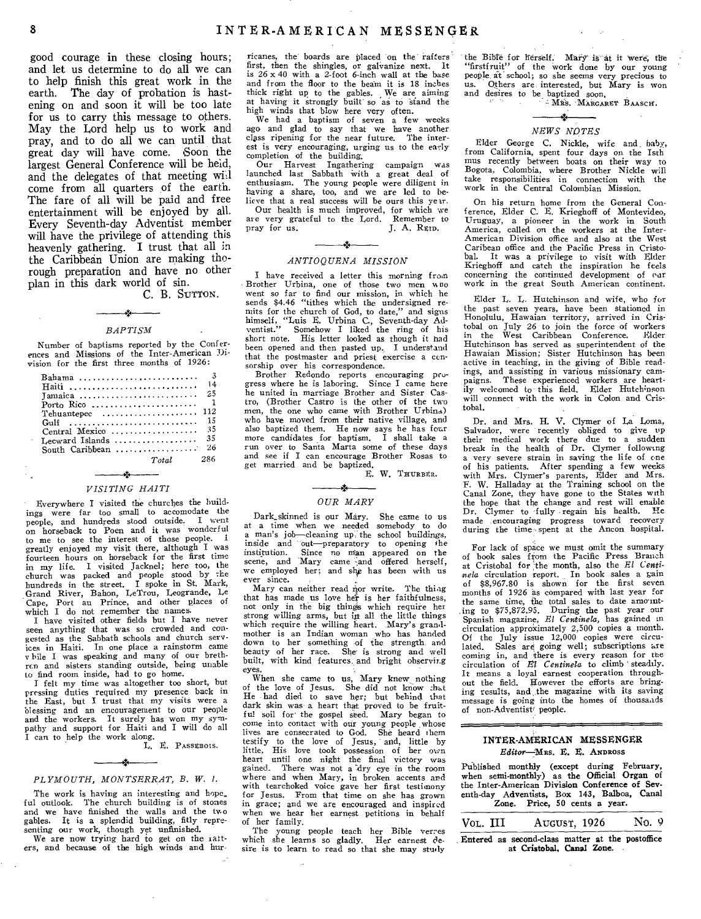good courage in these closing hours; and let us determine to do all we can to help finish this great work in the earth. The day of probation is hastening on and soon it will be too late for us to carry this message to others. May the Lord help us to work and pray, and to do all we can until that great day will have come. Soon the largest General Conference will be held, and the delegates of that meeting will come from all quarters of the earth. The fare of all will be paid and free entertainment will be enjoyed by all. Every Seventh-day Adventist member will have the privilege of attending this heavenly gathering. I trust that all in the Caribbean Union are making thorough preparation and have no other plan in this dark world of sin.

C. B. SUTTON.

### *BAPTISM*

Number of baptisms reported by the Conferences and Missions of the Inter-American Division for the first three months of 1926:

| | |
|---|---|
| Bahama | 3 |
| Haiti | 14 |
| Jamaica | 25 |
| Porto Rico | 1 |
| Tehuantepec | 112 |
| Gulf | 15 |
| Central Mexico | 35 |
| Leeward Islands | 35 |
| South Caribbean | 26 |
| *Total* | 286 |

### *VISITING HAITI*

Everywhere I visited the churches the buildings were far too small to accomodate the people, and hundreds stood outside. I went on horseback to Poen and it was wonderful to me to see the interest of those people. I greatly enjoyed my visit there, although I was fourteen hours on horseback for the first time in my life. I visited Jacknel; here too, the church was packed and people stood by the hundreds in the street. I spoke in St. Mark, Grand River, Bahon, LeTrou, Leogrande, Le Cape, Port au Prince, and other places of which I do not remember the names.

I have visited other fields but I have never seen anything that was so crowded and congested as the Sabbath schools and church services in Haiti. In one place a rainstorm came while I was speaking and many of our brethren and sisters standing outside, being unable to find room inside, had to go home.

I felt my time was altogether too short, but pressing duties required my presence back in the East, but I trust that my visits were a blessing and an encouragement to our people and the workers. It surely has won my sympathy and support for Haiti and I will do all I can to help the work along.

L. E. PASSEBOIS.

### *PLYMOUTH, MONTSERRAT, B. W. I.*

The work is having an interesting and hopeful outlook. The church building is of stones and we have finished the walls and the two gables. It is a splendid building, fitly representing our work, though yet unfinished.

We are now trying hard to get on the rafters, and because of the high winds and hurricanes, the boards are placed on the rafters first, then the shingles, or galvanize next. It is 26 x 40 with a 2-foot 6-inch wall at the base and from the floor to the beam it is 18 inches thick right up to the gables. We are aiming at having it strongly built so as to stand the high winds that blow here very often.

We had a baptism of seven a few weeks ago and glad to say that we have another class ripening for the near future. The interest is very encouraging, urging us to the early completion of the building.

Our Harvest Ingathering campaign was launched last Sabbath with a great deal of enthusiasm. The young people were diligent in having a share, too, and we are led to believe that a real success will be ours this year.

Our health is much improved, for which we are very grateful to the Lord. Remember to pray for us.

J. A. REID.

### *ANTIOQUENA MISSION*

I have received a letter this morning from Brother Urbina, one of those two men who went so far to find our mission, in which he sends $4.46 "tithes which the undersigned remits for the church of God, to date," and signs himself, "Luis E. Urbina C., Seventh-day Adventist." Somehow I liked the ring of his short note. His letter looked as though it had been opened and then pasted up. I understand that the postmaster and priest exercise a censorship over his correspondence.

Brother Redondo reports encouraging progress where he is laboring. Since I came here he united in marriage Brother and Sister Castro, (Brother Castro is the other of the two men, the one who came with Brother Urbina) who have moved from their native village, and also baptized them. He now says he has four more candidates for baptism. I shall take a run over to Santa Marta some of these days and see if I can encourage Brother Rosas to get married and be baptized.

E. W. THURBER.

### *OUR MARY*

Dark-skinned is our Mary. She came to us at a time when we needed somebody to do a man's job—cleaning up the school buildings, inside and out—preparatory to opening the institution. Since no man appeared on the scene, and Mary came and offered herself, we employed her; and she has been with us ever since.

Mary can neither read nor write. The thing that has made us love her is her faithfulness, not only in the big things which require her strong willing arms, but in all the little things which require the willing heart. Mary's grandmother is an Indian woman who has handed down to her something of the strength and beauty of her race. She is strong and well built, with kind features and bright observing eyes.

When she came to us, Mary knew nothing of the love of Jesus. She did not know that He had died to save her; but behind that dark skin was a heart that proved to be fruitful soil for the gospel seed. Mary began to come into contact with our young people whose lives are consecrated to God. She heard them testify to the love of Jesus, and, little by little, His love took possession of her own heart until one night the final victory was gained. There was not a dry eye in the room where and when Mary, in broken accents and with tearchoked voice gave her first testimony for Jesus. From that time on she has grown in grace; and we are encouraged and inspired when we hear her earnest petitions in behalf of her family.

The young people teach her Bible verses which she learns so gladly. Her earnest desire is to learn to read so that she may study the Bible for herself. Mary is at it were, the "firstfruit" of the work done by our young people at school; so she seems very precious to us. Others are interested, but Mary is won and desires to be baptized soon.

MRS. MARGARET BAASCH.

### *NEWS NOTES*

Elder George C. Nickle, wife and baby, from California, spent four days on the Isthmus recently between boats on their way to Bogota, Colombia, where Brother Nickle will take responsibilities in connection with the work in the Central Colombian Mission.

On his return home from the General Conference, Elder C. E. Krieghoff of Montevideo, Uruguay, a pioneer in the work in South America, called on the workers at the Inter-American Division office and also at the West Caribean office and the Pacific Press in Cristobal. It was a privilege to visit with Elder Krieghoff and catch the inspiration he feels concerning the continued development of our work in the great South American continent.

Elder L. L. Hutchinson and wife, who for the past seven years, have been stationed in Honolulu, Hawaian territory, arrived in Cristobal on July 26 to join the force of workers in the West Caribbean Conference. Elder Hutchinson has served as superintendent of the Hawaian Mission; Sister Hutchinson has been active in teaching, in the giving of Bible readings, and assisting in various missionary campaigns. These experienced workers are heartily welcomed to this field. Elder Hutchinson will connect with the work in Colon and Cristobal.

Dr. and Mrs. H. V. Clymer of La Loma, Salvador, were recently obliged to give up their medical work there due to a sudden break in the health of Dr. Clymer following a very severe strain in saving the life of one of his patients. After spending a few weeks with Mrs. Clymer's parents, Elder and Mrs. F. W. Halladay at the Training school on the Canal Zone, they have gone to the States with the hope that the change and rest will enable Dr. Clymer to fully regain his health. He made encouraging progress toward recovery during the time spent at the Ancon hospital.

For lack of space we must omit the summary of book sales from the Pacific Press Branch at Cristobal for the month, also the *El Centinela* circulation report. In book sales a gain of $8,967.80 is shown for the first seven months of 1926 as compared with last year for the same time, the total sales to date amounting to $75,872.95. During the past year our Spanish magazine, *El Centinela*, has gained in circulation approximately 2,500 copies a month. Of the July issue 12,000 copies were circulated. Sales are going well; subscriptions are coming in, and there is every reason for the circulation of *El Centinela* to climb steadily. It means a loyal earnest cooperation throughout the field. However the efforts are bringing results, and the magazine with its saving message is going into the homes of thousands of non-Adventist people.

---

**INTER-AMERICAN MESSENGER**

*Editor*—MRS. E. E. ANDROSS

Published monthly (except during February, when semi-monthly) as the Official Organ of the Inter-American Division Conference of Seventh-day Adventists, Box 143, Balboa, Canal Zone. Price, 50 cents a year.

VOL. III — AUGUST, 1926 — No. 9

Entered as second-class matter at the postoffice at Cristobal, Canal Zone.